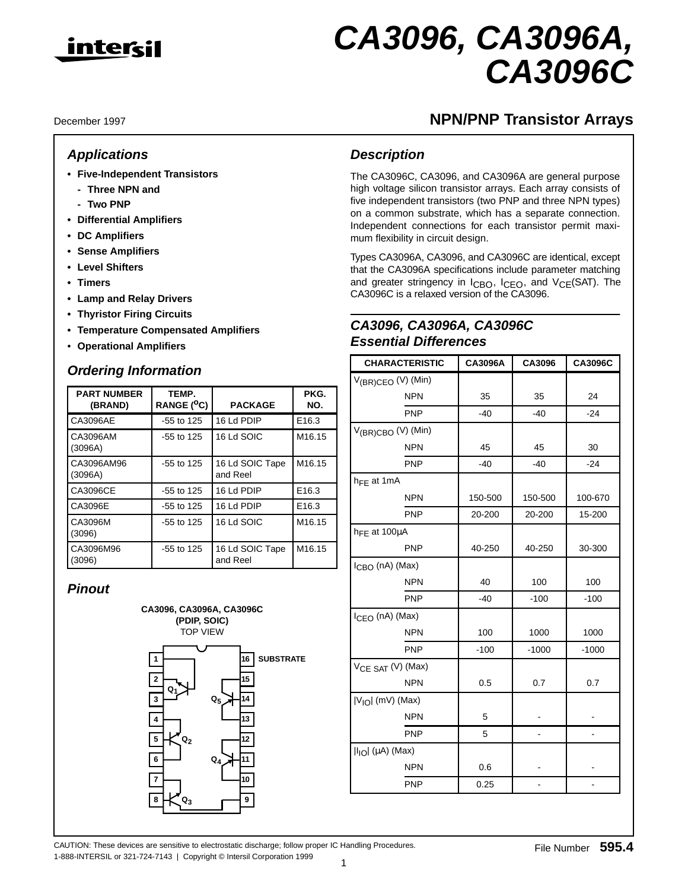# CA3096, CA3096A, CA3096C

December 1997

## NPN/PNP Transistor Arrays

### Applications

- **Five-Independent Transistors**
  - **Three NPN and**
  - **Two PNP**
- **Differential Amplifiers**
- **DC Amplifiers**
- **Sense Amplifiers**
- **Level Shifters**
- **Timers**
- **Lamp and Relay Drivers**
- **Thyristor Firing Circuits**
- **Temperature Compensated Amplifiers**
- **Operational Amplifiers**

### Ordering Information

| PART NUMBER (BRAND) | TEMP. RANGE ($^o$C) | PACKAGE | PKG. NO. |
|---|---|---|---|
| CA3096AE | -55 to 125 | 16 Ld PDIP | E16.3 |
| CA3096AM (3096A) | -55 to 125 | 16 Ld SOIC | M16.15 |
| CA3096AM96 (3096A) | -55 to 125 | 16 Ld SOIC Tape and Reel | M16.15 |
| CA3096CE | -55 to 125 | 16 Ld PDIP | E16.3 |
| CA3096E | -55 to 125 | 16 Ld PDIP | E16.3 |
| CA3096M (3096) | -55 to 125 | 16 Ld SOIC | M16.15 |
| CA3096M96 (3096) | -55 to 125 | 16 Ld SOIC Tape and Reel | M16.15 |

### Pinout

CA3096, CA3096A, CA3096C (PDIP, SOIC) TOP VIEW

Pins 1–16; pin 16: SUBSTRATE; transistors Q1, Q2, Q3, Q4, Q5

### Description

The CA3096C, CA3096, and CA3096A are general purpose high voltage silicon transistor arrays. Each array consists of five independent transistors (two PNP and three NPN types) on a common substrate, which has a separate connection. Independent connections for each transistor permit maximum flexibility in circuit design.

Types CA3096A, CA3096, and CA3096C are identical, except that the CA3096A specifications include parameter matching and greater stringency in $I_{CBO}$, $I_{CEO}$, and $V_{CE}$(SAT). The CA3096C is a relaxed version of the CA3096.

### CA3096, CA3096A, CA3096C Essential Differences

| CHARACTERISTIC | | CA3096A | CA3096 | CA3096C |
|---|---|---|---|---|
| $V_{(BR)CEO}$ (V) (Min) | | | | |
| | NPN | 35 | 35 | 24 |
| | PNP | -40 | -40 | -24 |
| $V_{(BR)CBO}$ (V) (Min) | | | | |
| | NPN | 45 | 45 | 30 |
| | PNP | -40 | -40 | -24 |
| $h_{FE}$ at 1mA | | | | |
| | NPN | 150-500 | 150-500 | 100-670 |
| | PNP | 20-200 | 20-200 | 15-200 |
| $h_{FE}$ at 100μA | | | | |
| | PNP | 40-250 | 40-250 | 30-300 |
| $I_{CBO}$ (nA) (Max) | | | | |
| | NPN | 40 | 100 | 100 |
| | PNP | -40 | -100 | -100 |
| $I_{CEO}$ (nA) (Max) | | | | |
| | NPN | 100 | 1000 | 1000 |
| | PNP | -100 | -1000 | -1000 |
| $V_{CE\ SAT}$ (V) (Max) | | | | |
| | NPN | 0.5 | 0.7 | 0.7 |
| $\|V_{IO}\|$ (mV) (Max) | | | | |
| | NPN | 5 | - | - |
| | PNP | 5 | - | - |
| $\|I_{IO}\|$ (μA) (Max) | | | | |
| | NPN | 0.6 | - | - |
| | PNP | 0.25 | - | - |

CAUTION: These devices are sensitive to electrostatic discharge; follow proper IC Handling Procedures.
1-888-INTERSIL or 321-724-7143 | Copyright © Intersil Corporation 1999

File Number 595.4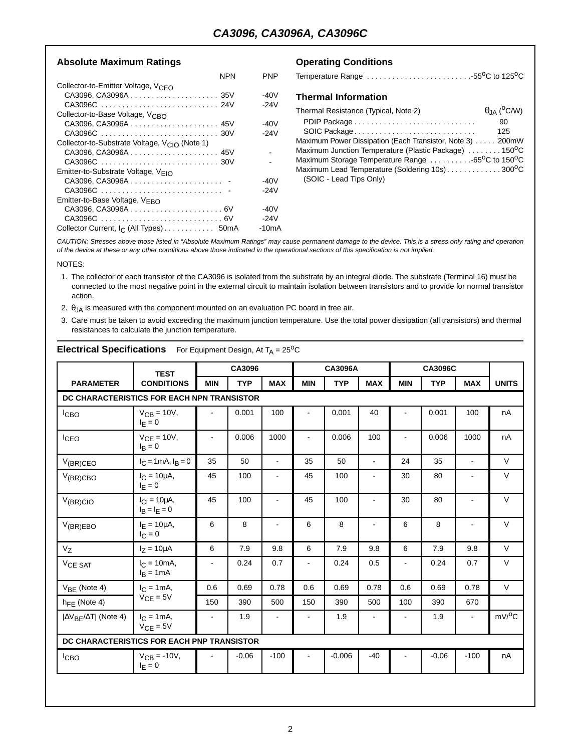## Absolute Maximum Ratings

| | NPN | PNP |
|---|---|---|
| Collector-to-Emitter Voltage, $V_{CEO}$ | | |
| CA3096, CA3096A | 35V | -40V |
| CA3096C | 24V | -24V |
| Collector-to-Base Voltage, $V_{CBO}$ | | |
| CA3096, CA3096A | 45V | -40V |
| CA3096C | 30V | -24V |
| Collector-to-Substrate Voltage, $V_{CIO}$ (Note 1) | | |
| CA3096, CA3096A | 45V | - |
| CA3096C | 30V | - |
| Emitter-to-Substrate Voltage, $V_{EIO}$ | | |
| CA3096, CA3096A | - | -40V |
| CA3096C | - | -24V |
| Emitter-to-Base Voltage, $V_{EBO}$ | | |
| CA3096, CA3096A | 6V | -40V |
| CA3096C | 6V | -24V |
| Collector Current, $I_C$ (All Types) | 50mA | -10mA |

## Operating Conditions

Temperature Range . . . . . . . . . -55°C to 125°C

## Thermal Information

| Thermal Resistance (Typical, Note 2) | $\theta_{JA}$ (°C/W) |
|---|---|
| PDIP Package | 90 |
| SOIC Package | 125 |

Maximum Power Dissipation (Each Transistor, Note 3) . . . . . 200mW
Maximum Junction Temperature (Plastic Package) . . . . . . . . 150°C
Maximum Storage Temperature Range . . . . . . . . . -65°C to 150°C
Maximum Lead Temperature (Soldering 10s) . . . . . . . . . . . . 300°C
(SOIC - Lead Tips Only)

*CAUTION: Stresses above those listed in "Absolute Maximum Ratings" may cause permanent damage to the device. This is a stress only rating and operation of the device at these or any other conditions above those indicated in the operational sections of this specification is not implied.*

NOTES:

1. The collector of each transistor of the CA3096 is isolated from the substrate by an integral diode. The substrate (Terminal 16) must be connected to the most negative point in the external circuit to maintain isolation between transistors and to provide for normal transistor action.
2. $\theta_{JA}$ is measured with the component mounted on an evaluation PC board in free air.
3. Care must be taken to avoid exceeding the maximum junction temperature. Use the total power dissipation (all transistors) and thermal resistances to calculate the junction temperature.

## Electrical Specifications For Equipment Design, At $T_A$ = 25°C

| PARAMETER | TEST CONDITIONS | CA3096 | | | CA3096A | | | CA3096C | | | UNITS |
|---|---|---|---|---|---|---|---|---|---|---|---|
| | | MIN | TYP | MAX | MIN | TYP | MAX | MIN | TYP | MAX | |
| **DC CHARACTERISTICS FOR EACH NPN TRANSISTOR** | | | | | | | | | | | |
| $I_{CBO}$ | $V_{CB}$ = 10V, $I_E$ = 0 | - | 0.001 | 100 | - | 0.001 | 40 | - | 0.001 | 100 | nA |
| $I_{CEO}$ | $V_{CE}$ = 10V, $I_B$ = 0 | - | 0.006 | 1000 | - | 0.006 | 100 | - | 0.006 | 1000 | nA |
| $V_{(BR)CEO}$ | $I_C$ = 1mA, $I_B$ = 0 | 35 | 50 | - | 35 | 50 | - | 24 | 35 | - | V |
| $V_{(BR)CBO}$ | $I_C$ = 10μA, $I_E$ = 0 | 45 | 100 | - | 45 | 100 | - | 30 | 80 | - | V |
| $V_{(BR)CIO}$ | $I_{CI}$ = 10μA, $I_B$ = $I_E$ = 0 | 45 | 100 | - | 45 | 100 | - | 30 | 80 | - | V |
| $V_{(BR)EBO}$ | $I_E$ = 10μA, $I_C$ = 0 | 6 | 8 | - | 6 | 8 | - | 6 | 8 | - | V |
| $V_Z$ | $I_Z$ = 10μA | 6 | 7.9 | 9.8 | 6 | 7.9 | 9.8 | 6 | 7.9 | 9.8 | V |
| $V_{CE\ SAT}$ | $I_C$ = 10mA, $I_B$ = 1mA | - | 0.24 | 0.7 | - | 0.24 | 0.5 | - | 0.24 | 0.7 | V |
| $V_{BE}$ (Note 4) | $I_C$ = 1mA, $V_{CE}$ = 5V | 0.6 | 0.69 | 0.78 | 0.6 | 0.69 | 0.78 | 0.6 | 0.69 | 0.78 | V |
| $h_{FE}$ (Note 4) | | 150 | 390 | 500 | 150 | 390 | 500 | 100 | 390 | 670 | |
| $\lvert \Delta V_{BE}/\Delta T \rvert$ (Note 4) | $I_C$ = 1mA, $V_{CE}$ = 5V | - | 1.9 | - | - | 1.9 | - | - | 1.9 | - | mV/°C |
| **DC CHARACTERISTICS FOR EACH PNP TRANSISTOR** | | | | | | | | | | | |
| $I_{CBO}$ | $V_{CB}$ = -10V, $I_E$ = 0 | - | -0.06 | -100 | - | -0.006 | -40 | - | -0.06 | -100 | nA |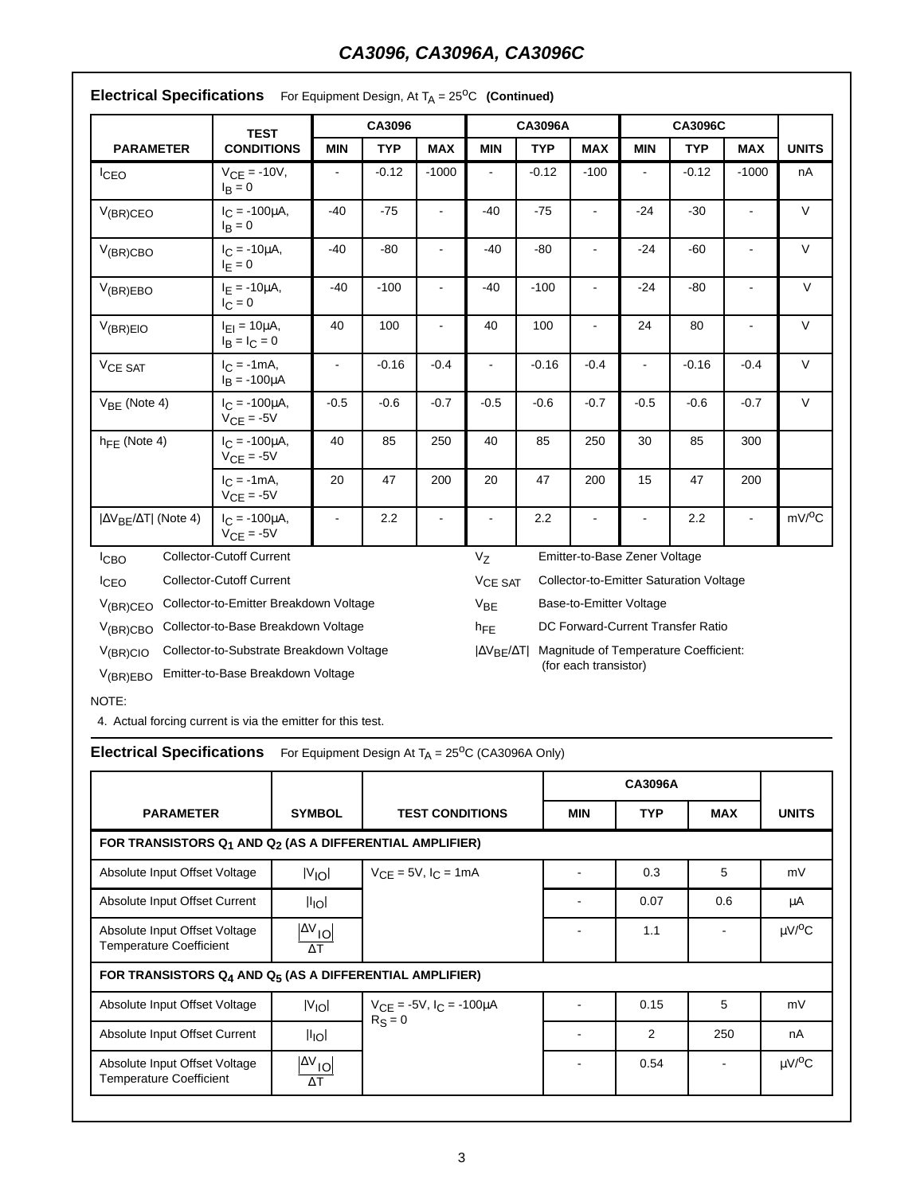## Electrical Specifications For Equipment Design, At $T_A = 25^oC$ **(Continued)**

| PARAMETER | TEST CONDITIONS | CA3096 | | | CA3096A | | | CA3096C | | | UNITS |
|---|---|---|---|---|---|---|---|---|---|---|---|
| | | MIN | TYP | MAX | MIN | TYP | MAX | MIN | TYP | MAX | |
| $I_{CEO}$ | $V_{CE} = -10V$, $I_B = 0$ | - | -0.12 | -1000 | - | -0.12 | -100 | - | -0.12 | -1000 | nA |
| $V_{(BR)CEO}$ | $I_C = -100\mu A$, $I_B = 0$ | -40 | -75 | - | -40 | -75 | - | -24 | -30 | - | V |
| $V_{(BR)CBO}$ | $I_C = -10\mu A$, $I_E = 0$ | -40 | -80 | - | -40 | -80 | - | -24 | -60 | - | V |
| $V_{(BR)EBO}$ | $I_E = -10\mu A$, $I_C = 0$ | -40 | -100 | - | -40 | -100 | - | -24 | -80 | - | V |
| $V_{(BR)EIO}$ | $I_{EI} = 10\mu A$, $I_B = I_C = 0$ | 40 | 100 | - | 40 | 100 | - | 24 | 80 | - | V |
| $V_{CE\ SAT}$ | $I_C = -1mA$, $I_B = -100\mu A$ | - | -0.16 | -0.4 | - | -0.16 | -0.4 | - | -0.16 | -0.4 | V |
| $V_{BE}$ (Note 4) | $I_C = -100\mu A$, $V_{CE} = -5V$ | -0.5 | -0.6 | -0.7 | -0.5 | -0.6 | -0.7 | -0.5 | -0.6 | -0.7 | V |
| $h_{FE}$ (Note 4) | $I_C = -100\mu A$, $V_{CE} = -5V$ | 40 | 85 | 250 | 40 | 85 | 250 | 30 | 85 | 300 | |
| | $I_C = -1mA$, $V_{CE} = -5V$ | 20 | 47 | 200 | 20 | 47 | 200 | 15 | 47 | 200 | |
| $\lvert \Delta V_{BE}/\Delta T \rvert$ (Note 4) | $I_C = -100\mu A$, $V_{CE} = -5V$ | - | 2.2 | - | - | 2.2 | - | - | 2.2 | - | $mV/^oC$ |

- $I_{CBO}$ Collector-Cutoff Current
- $I_{CEO}$ Collector-Cutoff Current
- $V_{(BR)CEO}$ Collector-to-Emitter Breakdown Voltage
- $V_{(BR)CBO}$ Collector-to-Base Breakdown Voltage
- $V_{(BR)CIO}$ Collector-to-Substrate Breakdown Voltage
- $V_{(BR)EBO}$ Emitter-to-Base Breakdown Voltage
- $V_Z$ Emitter-to-Base Zener Voltage
- $V_{CE\ SAT}$ Collector-to-Emitter Saturation Voltage
- $V_{BE}$ Base-to-Emitter Voltage
- $h_{FE}$ DC Forward-Current Transfer Ratio
- $\lvert \Delta V_{BE}/\Delta T \rvert$ Magnitude of Temperature Coefficient: (for each transistor)

NOTE:

4. Actual forcing current is via the emitter for this test.

## Electrical Specifications For Equipment Design At $T_A = 25^oC$ (CA3096A Only)

| PARAMETER | SYMBOL | TEST CONDITIONS | CA3096A | | | UNITS |
|---|---|---|---|---|---|---|
| | | | MIN | TYP | MAX | |
| **FOR TRANSISTORS $Q_1$ AND $Q_2$ (AS A DIFFERENTIAL AMPLIFIER)** | | | | | | |
| Absolute Input Offset Voltage | $\lvert V_{IO} \rvert$ | $V_{CE} = 5V$, $I_C = 1mA$ | - | 0.3 | 5 | mV |
| Absolute Input Offset Current | $\lvert I_{IO} \rvert$ | | - | 0.07 | 0.6 | μA |
| Absolute Input Offset Voltage Temperature Coefficient | $\frac{\lvert \Delta V_{IO} \rvert}{\Delta T}$ | | - | 1.1 | - | $\mu V/^oC$ |
| **FOR TRANSISTORS $Q_4$ AND $Q_5$ (AS A DIFFERENTIAL AMPLIFIER)** | | | | | | |
| Absolute Input Offset Voltage | $\lvert V_{IO} \rvert$ | $V_{CE} = -5V$, $I_C = -100\mu A$, $R_S = 0$ | - | 0.15 | 5 | mV |
| Absolute Input Offset Current | $\lvert I_{IO} \rvert$ | | - | 2 | 250 | nA |
| Absolute Input Offset Voltage Temperature Coefficient | $\frac{\lvert \Delta V_{IO} \rvert}{\Delta T}$ | | - | 0.54 | - | $\mu V/^oC$ |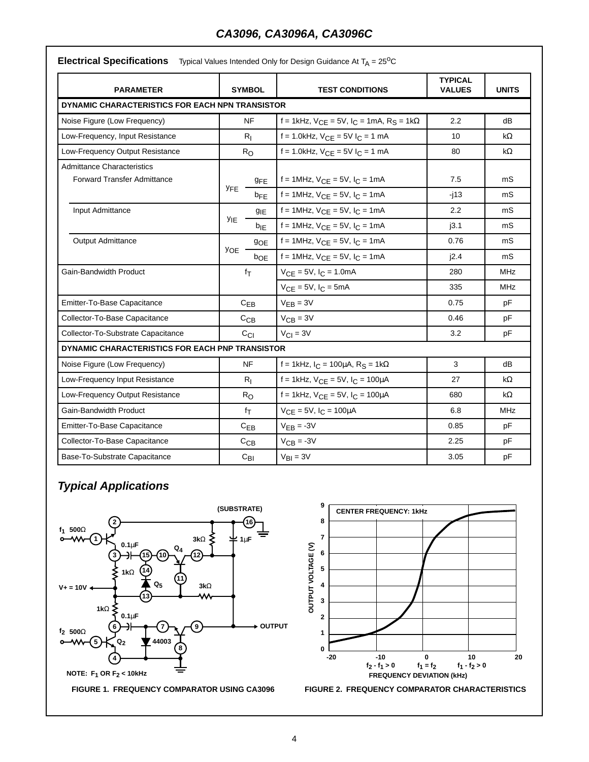## Electrical Specifications

Typical Values Intended Only for Design Guidance At $T_A = 25^oC$

| PARAMETER | SYMBOL | | TEST CONDITIONS | TYPICAL VALUES | UNITS |
|---|---|---|---|---|---|
| **DYNAMIC CHARACTERISTICS FOR EACH NPN TRANSISTOR** | | | | | |
| Noise Figure (Low Frequency) | NF | | f = 1kHz, $V_{CE}$ = 5V, $I_C$ = 1mA, $R_S$ = 1kΩ | 2.2 | dB |
| Low-Frequency, Input Resistance | $R_I$ | | f = 1.0kHz, $V_{CE}$ = 5V $I_C$ = 1 mA | 10 | kΩ |
| Low-Frequency Output Resistance | $R_O$ | | f = 1.0kHz, $V_{CE}$ = 5V $I_C$ = 1 mA | 80 | kΩ |
| Admittance Characteristics | | | | | |
| Forward Transfer Admittance | $y_{FE}$ | $g_{FE}$ | f = 1MHz, $V_{CE}$ = 5V, $I_C$ = 1mA | 7.5 | mS |
| | | $b_{FE}$ | f = 1MHz, $V_{CE}$ = 5V, $I_C$ = 1mA | -j13 | mS |
| Input Admittance | $y_{IE}$ | $g_{IE}$ | f = 1MHz, $V_{CE}$ = 5V, $I_C$ = 1mA | 2.2 | mS |
| | | $b_{IE}$ | f = 1MHz, $V_{CE}$ = 5V, $I_C$ = 1mA | j3.1 | mS |
| Output Admittance | $y_{OE}$ | $g_{OE}$ | f = 1MHz, $V_{CE}$ = 5V, $I_C$ = 1mA | 0.76 | mS |
| | | $b_{OE}$ | f = 1MHz, $V_{CE}$ = 5V, $I_C$ = 1mA | j2.4 | mS |
| Gain-Bandwidth Product | $f_T$ | | $V_{CE}$ = 5V, $I_C$ = 1.0mA | 280 | MHz |
| | | | $V_{CE}$ = 5V, $I_C$ = 5mA | 335 | MHz |
| Emitter-To-Base Capacitance | $C_{EB}$ | | $V_{EB}$ = 3V | 0.75 | pF |
| Collector-To-Base Capacitance | $C_{CB}$ | | $V_{CB}$ = 3V | 0.46 | pF |
| Collector-To-Substrate Capacitance | $C_{CI}$ | | $V_{CI}$ = 3V | 3.2 | pF |
| **DYNAMIC CHARACTERISTICS FOR EACH PNP TRANSISTOR** | | | | | |
| Noise Figure (Low Frequency) | NF | | f = 1kHz, $I_C$ = 100μA, $R_S$ = 1kΩ | 3 | dB |
| Low-Frequency Input Resistance | $R_I$ | | f = 1kHz, $V_{CE}$ = 5V, $I_C$ = 100μA | 27 | kΩ |
| Low-Frequency Output Resistance | $R_O$ | | f = 1kHz, $V_{CE}$ = 5V, $I_C$ = 100μA | 680 | kΩ |
| Gain-Bandwidth Product | $f_T$ | | $V_{CE}$ = 5V, $I_C$ = 100μA | 6.8 | MHz |
| Emitter-To-Base Capacitance | $C_{EB}$ | | $V_{EB}$ = -3V | 0.85 | pF |
| Collector-To-Base Capacitance | $C_{CB}$ | | $V_{CB}$ = -3V | 2.25 | pF |
| Base-To-Substrate Capacitance | $C_{BI}$ | | $V_{BI}$ = 3V | 3.05 | pF |

## Typical Applications

NOTE: $F_1$ OR $F_2$ < 10kHz

FIGURE 1. FREQUENCY COMPARATOR USING CA3096

FIGURE 2. FREQUENCY COMPARATOR CHARACTERISTICS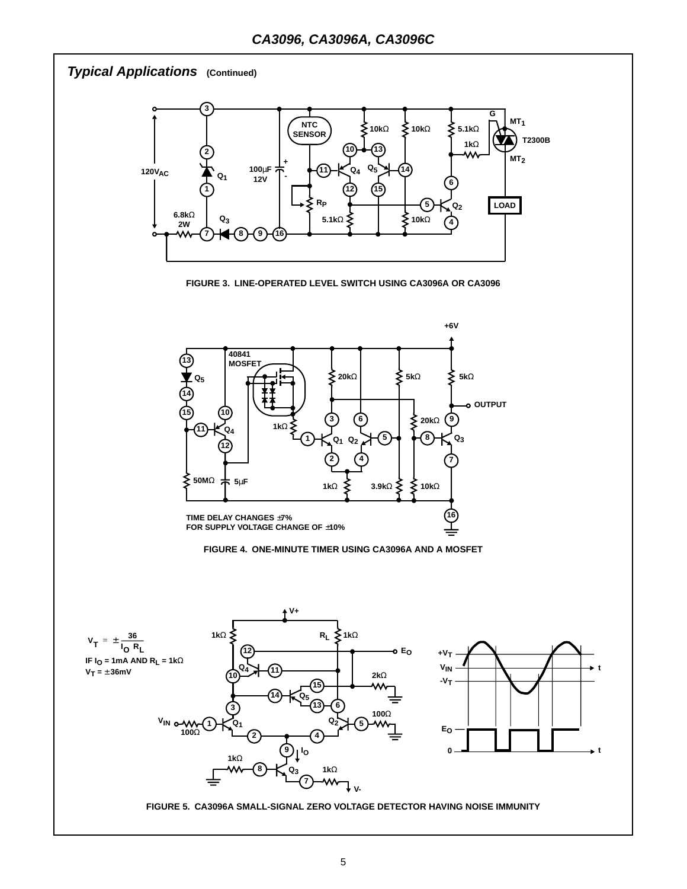## *Typical Applications* (Continued)

FIGURE 3. LINE-OPERATED LEVEL SWITCH USING CA3096A OR CA3096

TIME DELAY CHANGES ±7%
FOR SUPPLY VOLTAGE CHANGE OF ±10%

FIGURE 4. ONE-MINUTE TIMER USING CA3096A AND A MOSFET

$$V_T = \pm \frac{36}{I_O R_L}$$

IF $I_O$ = 1mA AND $R_L$ = 1kΩ
$V_T$ = ±36mV

FIGURE 5. CA3096A SMALL-SIGNAL ZERO VOLTAGE DETECTOR HAVING NOISE IMMUNITY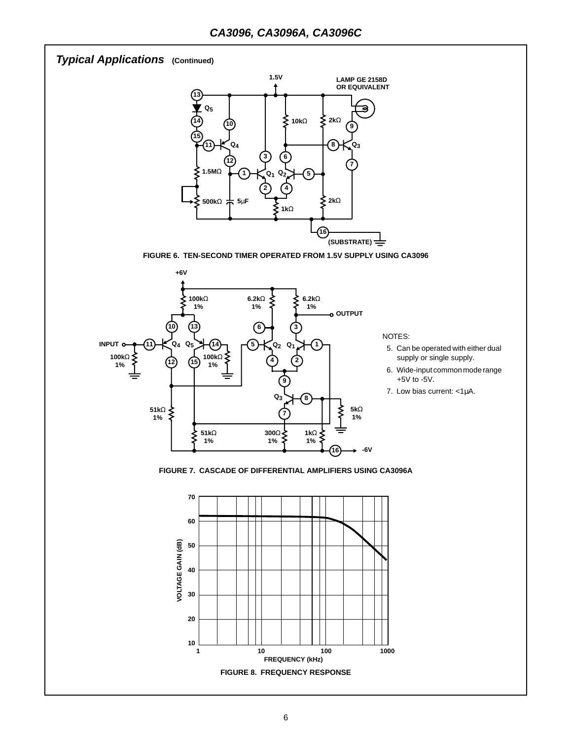## Typical Applications (Continued)

FIGURE 6. TEN-SECOND TIMER OPERATED FROM 1.5V SUPPLY USING CA3096

FIGURE 7. CASCADE OF DIFFERENTIAL AMPLIFIERS USING CA3096A

NOTES:

5. Can be operated with either dual supply or single supply.
6. Wide-input common mode range +5V to -5V.
7. Low bias current: <1µA.

FIGURE 8. FREQUENCY RESPONSE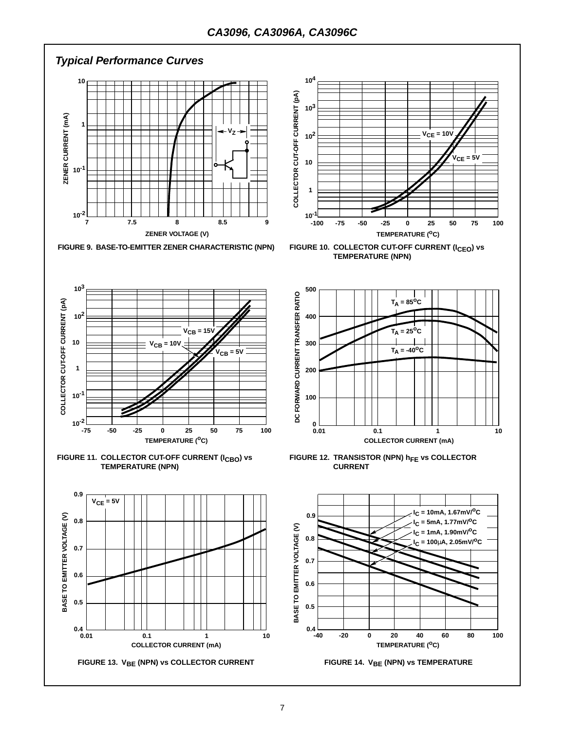## Typical Performance Curves

FIGURE 9. BASE-TO-EMITTER ZENER CHARACTERISTIC (NPN)

FIGURE 10. COLLECTOR CUT-OFF CURRENT ($I_{CEO}$) vs TEMPERATURE (NPN)

FIGURE 11. COLLECTOR CUT-OFF CURRENT ($I_{CBO}$) vs TEMPERATURE (NPN)

FIGURE 12. TRANSISTOR (NPN) $h_{FE}$ vs COLLECTOR CURRENT

FIGURE 13. $V_{BE}$ (NPN) vs COLLECTOR CURRENT

FIGURE 14. $V_{BE}$ (NPN) vs TEMPERATURE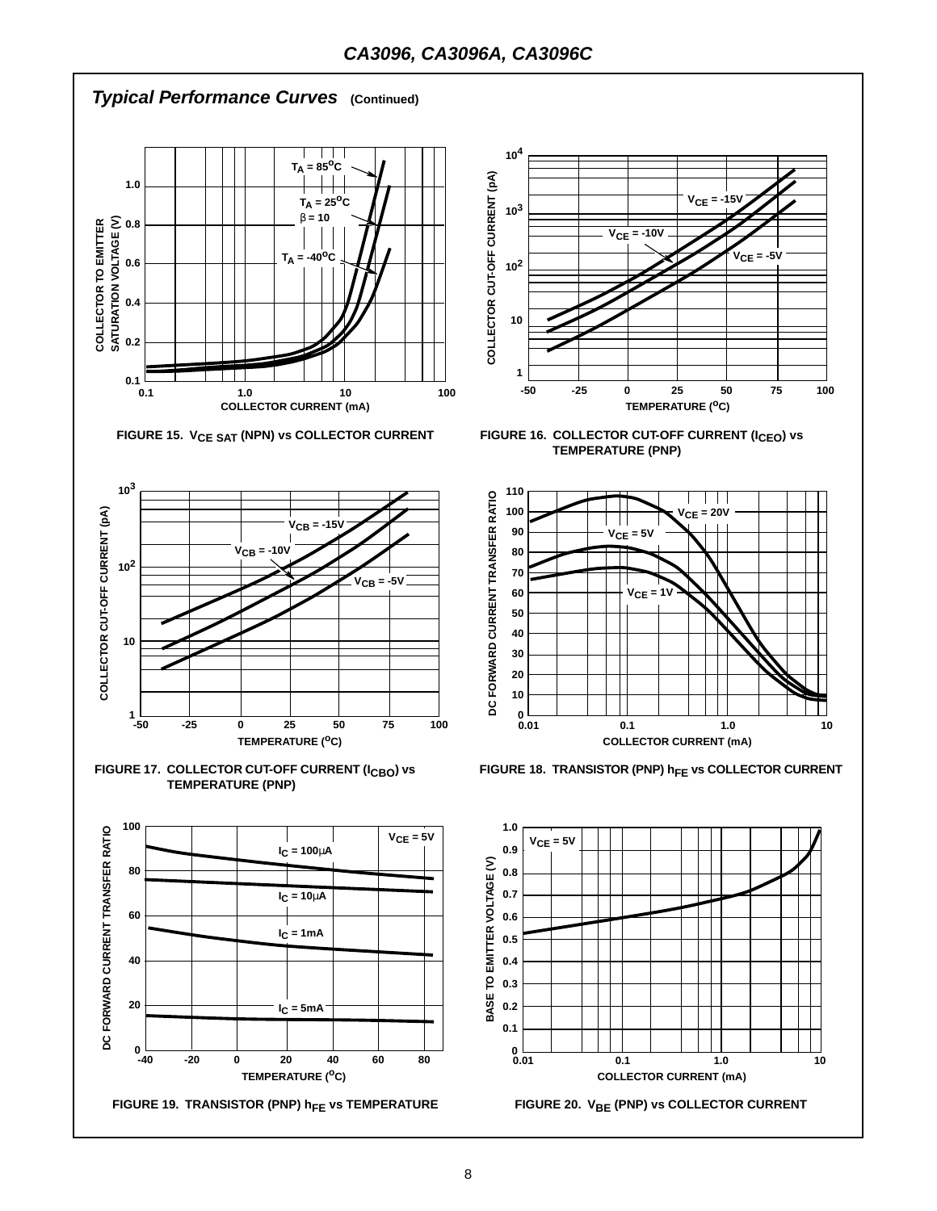## Typical Performance Curves (Continued)

FIGURE 15. $V_{CE\ SAT}$ (NPN) vs COLLECTOR CURRENT

FIGURE 16. COLLECTOR CUT-OFF CURRENT ($I_{CEO}$) vs TEMPERATURE (PNP)

FIGURE 17. COLLECTOR CUT-OFF CURRENT ($I_{CBO}$) vs TEMPERATURE (PNP)

FIGURE 18. TRANSISTOR (PNP) $h_{FE}$ vs COLLECTOR CURRENT

FIGURE 19. TRANSISTOR (PNP) $h_{FE}$ vs TEMPERATURE

FIGURE 20. $V_{BE}$ (PNP) vs COLLECTOR CURRENT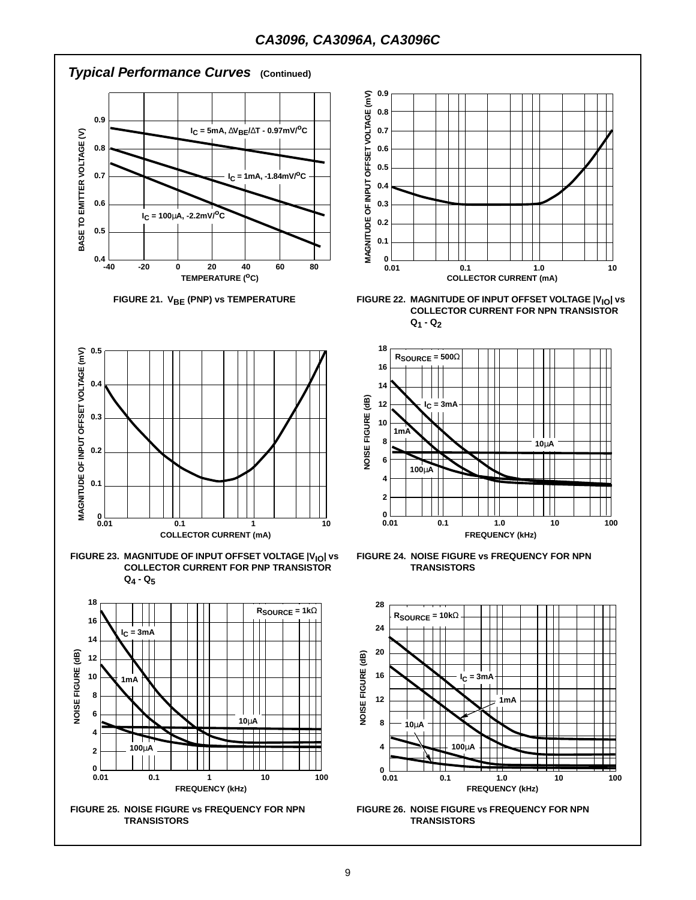## Typical Performance Curves (Continued)

FIGURE 21. $V_{BE}$ (PNP) vs TEMPERATURE

FIGURE 22. MAGNITUDE OF INPUT OFFSET VOLTAGE $|V_{IO}|$ vs COLLECTOR CURRENT FOR NPN TRANSISTOR $Q_1$ - $Q_2$

FIGURE 23. MAGNITUDE OF INPUT OFFSET VOLTAGE $|V_{IO}|$ vs COLLECTOR CURRENT FOR PNP TRANSISTOR $Q_4$ - $Q_5$

FIGURE 24. NOISE FIGURE vs FREQUENCY FOR NPN TRANSISTORS

FIGURE 25. NOISE FIGURE vs FREQUENCY FOR NPN TRANSISTORS

FIGURE 26. NOISE FIGURE vs FREQUENCY FOR NPN TRANSISTORS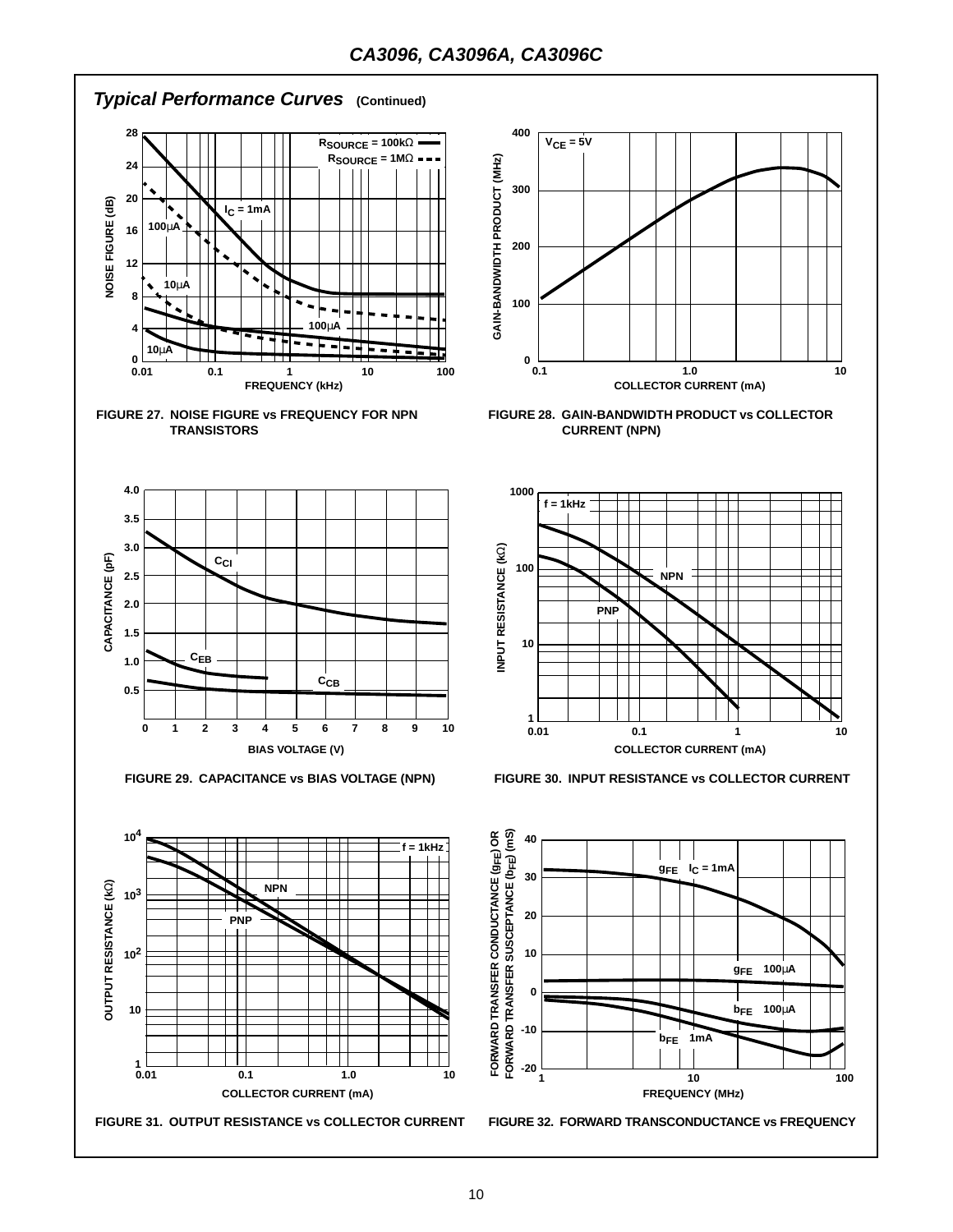## Typical Performance Curves (Continued)

FIGURE 27. NOISE FIGURE vs FREQUENCY FOR NPN TRANSISTORS

FIGURE 28. GAIN-BANDWIDTH PRODUCT vs COLLECTOR CURRENT (NPN)

FIGURE 29. CAPACITANCE vs BIAS VOLTAGE (NPN)

FIGURE 30. INPUT RESISTANCE vs COLLECTOR CURRENT

FIGURE 31. OUTPUT RESISTANCE vs COLLECTOR CURRENT

FIGURE 32. FORWARD TRANSCONDUCTANCE vs FREQUENCY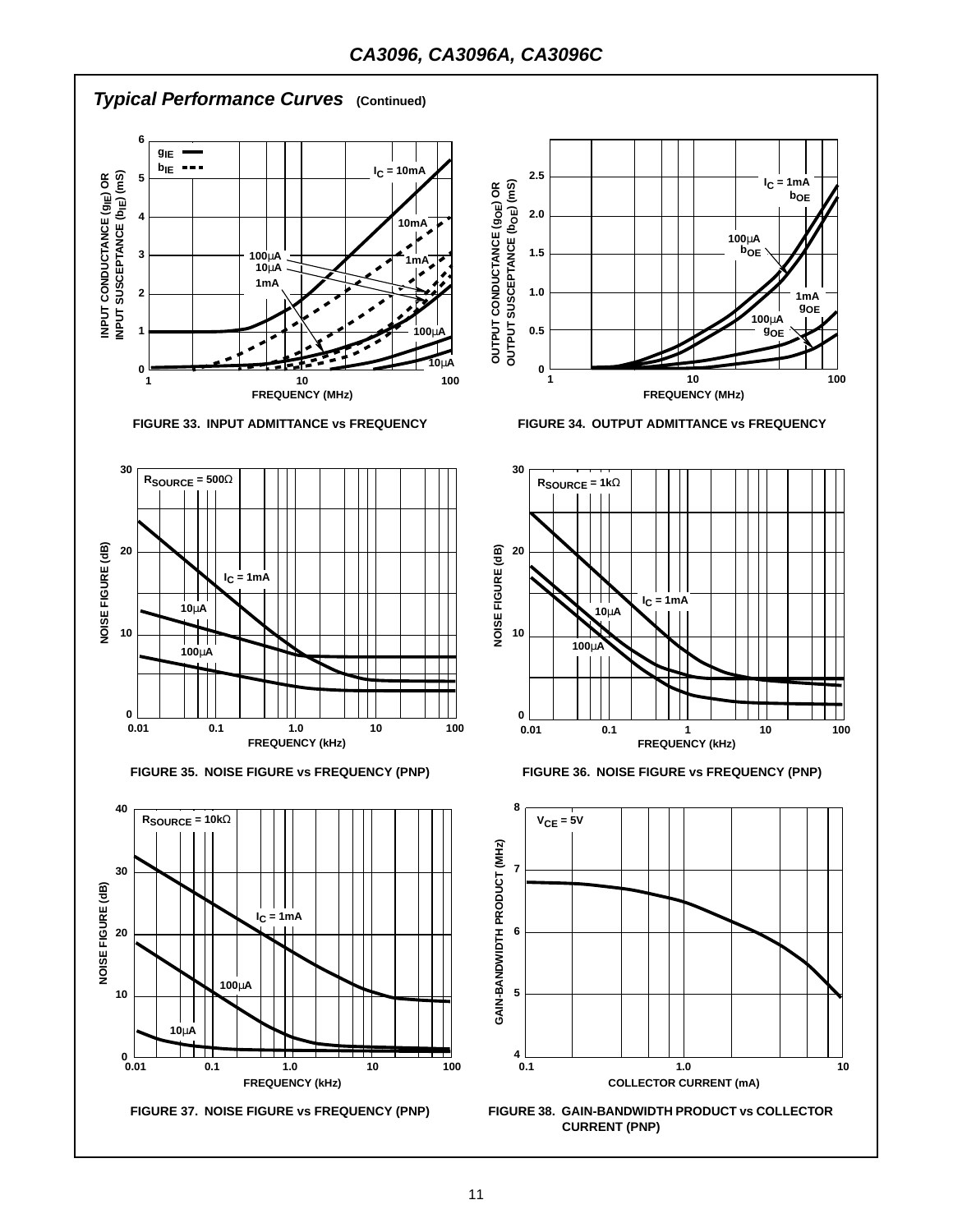## Typical Performance Curves (Continued)

FIGURE 33. INPUT ADMITTANCE vs FREQUENCY

FIGURE 34. OUTPUT ADMITTANCE vs FREQUENCY

FIGURE 35. NOISE FIGURE vs FREQUENCY (PNP)

FIGURE 36. NOISE FIGURE vs FREQUENCY (PNP)

FIGURE 37. NOISE FIGURE vs FREQUENCY (PNP)

FIGURE 38. GAIN-BANDWIDTH PRODUCT vs COLLECTOR CURRENT (PNP)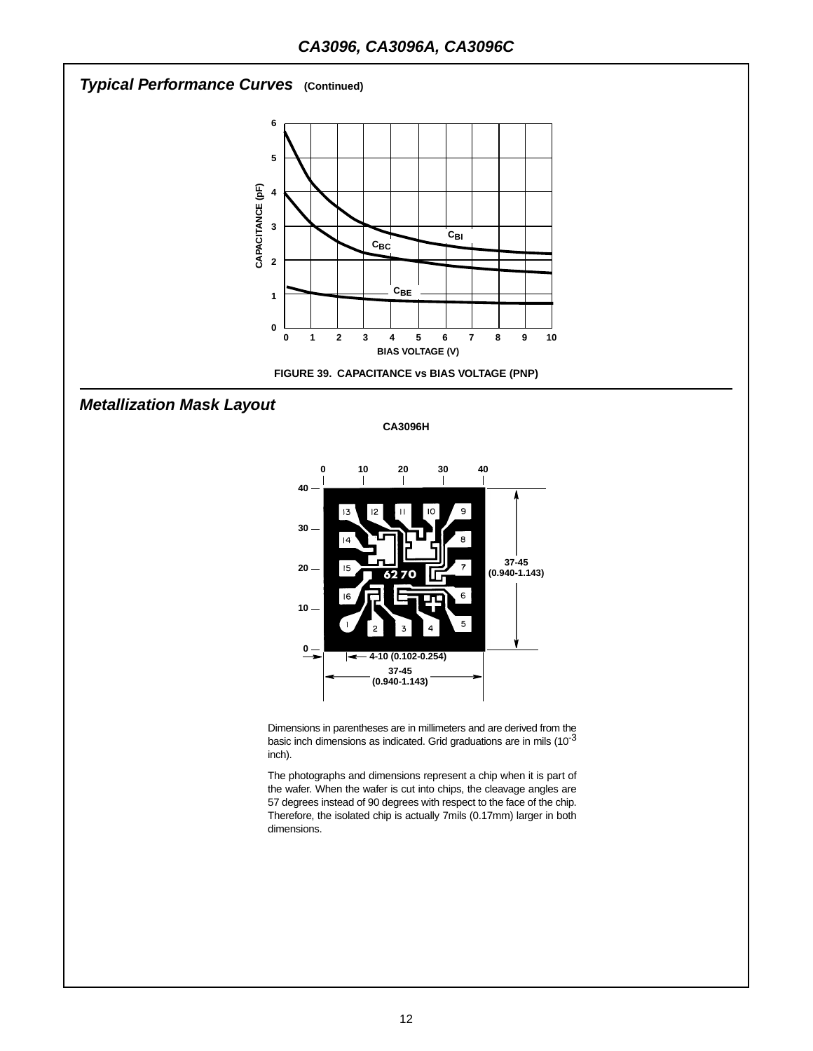## Typical Performance Curves (Continued)

FIGURE 39. CAPACITANCE vs BIAS VOLTAGE (PNP)

## Metallization Mask Layout

CA3096H

Dimensions in parentheses are in millimeters and are derived from the basic inch dimensions as indicated. Grid graduations are in mils ($10^{-3}$ inch).

The photographs and dimensions represent a chip when it is part of the wafer. When the wafer is cut into chips, the cleavage angles are 57 degrees instead of 90 degrees with respect to the face of the chip. Therefore, the isolated chip is actually 7mils (0.17mm) larger in both dimensions.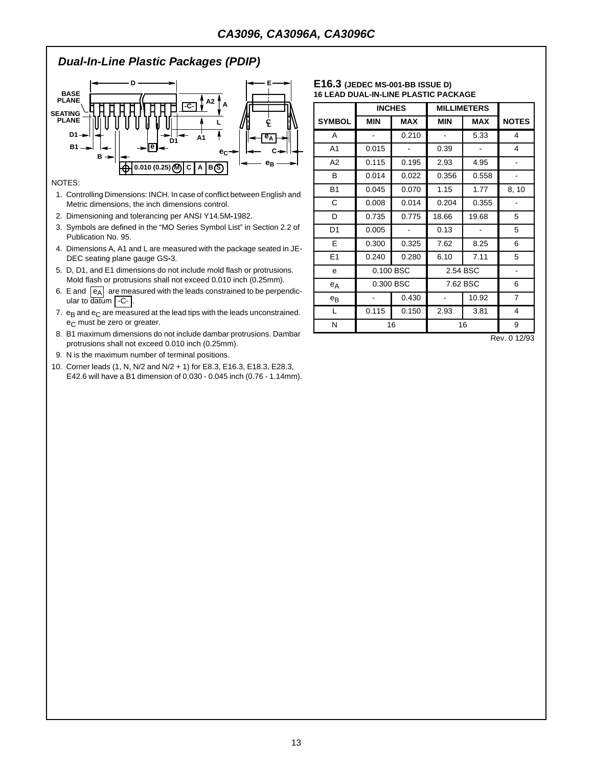## Dual-In-Line Plastic Packages (PDIP)

NOTES:

1. Controlling Dimensions: INCH. In case of conflict between English and Metric dimensions, the inch dimensions control.
2. Dimensioning and tolerancing per ANSI Y14.5M-1982.
3. Symbols are defined in the "MO Series Symbol List" in Section 2.2 of Publication No. 95.
4. Dimensions A, A1 and L are measured with the package seated in JEDEC seating plane gauge GS-3.
5. D, D1, and E1 dimensions do not include mold flash or protrusions. Mold flash or protrusions shall not exceed 0.010 inch (0.25mm).
6. E and $e_A$ are measured with the leads constrained to be perpendicular to datum -C- .
7. $e_B$ and $e_C$ are measured at the lead tips with the leads unconstrained. $e_C$ must be zero or greater.
8. B1 maximum dimensions do not include dambar protrusions. Dambar protrusions shall not exceed 0.010 inch (0.25mm).
9. N is the maximum number of terminal positions.
10. Corner leads (1, N, N/2 and N/2 + 1) for E8.3, E16.3, E18.3, E28.3, E42.6 will have a B1 dimension of 0.030 - 0.045 inch (0.76 - 1.14mm).

**E16.3** (JEDEC MS-001-BB ISSUE D)
**16 LEAD DUAL-IN-LINE PLASTIC PACKAGE**

| SYMBOL | INCHES | | MILLIMETERS | | NOTES |
|---|---|---|---|---|---|
| | MIN | MAX | MIN | MAX | |
| A | - | 0.210 | - | 5.33 | 4 |
| A1 | 0.015 | - | 0.39 | - | 4 |
| A2 | 0.115 | 0.195 | 2.93 | 4.95 | - |
| B | 0.014 | 0.022 | 0.356 | 0.558 | - |
| B1 | 0.045 | 0.070 | 1.15 | 1.77 | 8, 10 |
| C | 0.008 | 0.014 | 0.204 | 0.355 | - |
| D | 0.735 | 0.775 | 18.66 | 19.68 | 5 |
| D1 | 0.005 | - | 0.13 | - | 5 |
| E | 0.300 | 0.325 | 7.62 | 8.25 | 6 |
| E1 | 0.240 | 0.280 | 6.10 | 7.11 | 5 |
| e | 0.100 BSC | | 2.54 BSC | | - |
| $e_A$ | 0.300 BSC | | 7.62 BSC | | 6 |
| $e_B$ | - | 0.430 | - | 10.92 | 7 |
| L | 0.115 | 0.150 | 2.93 | 3.81 | 4 |
| N | 16 | | 16 | | 9 |

Rev. 0 12/93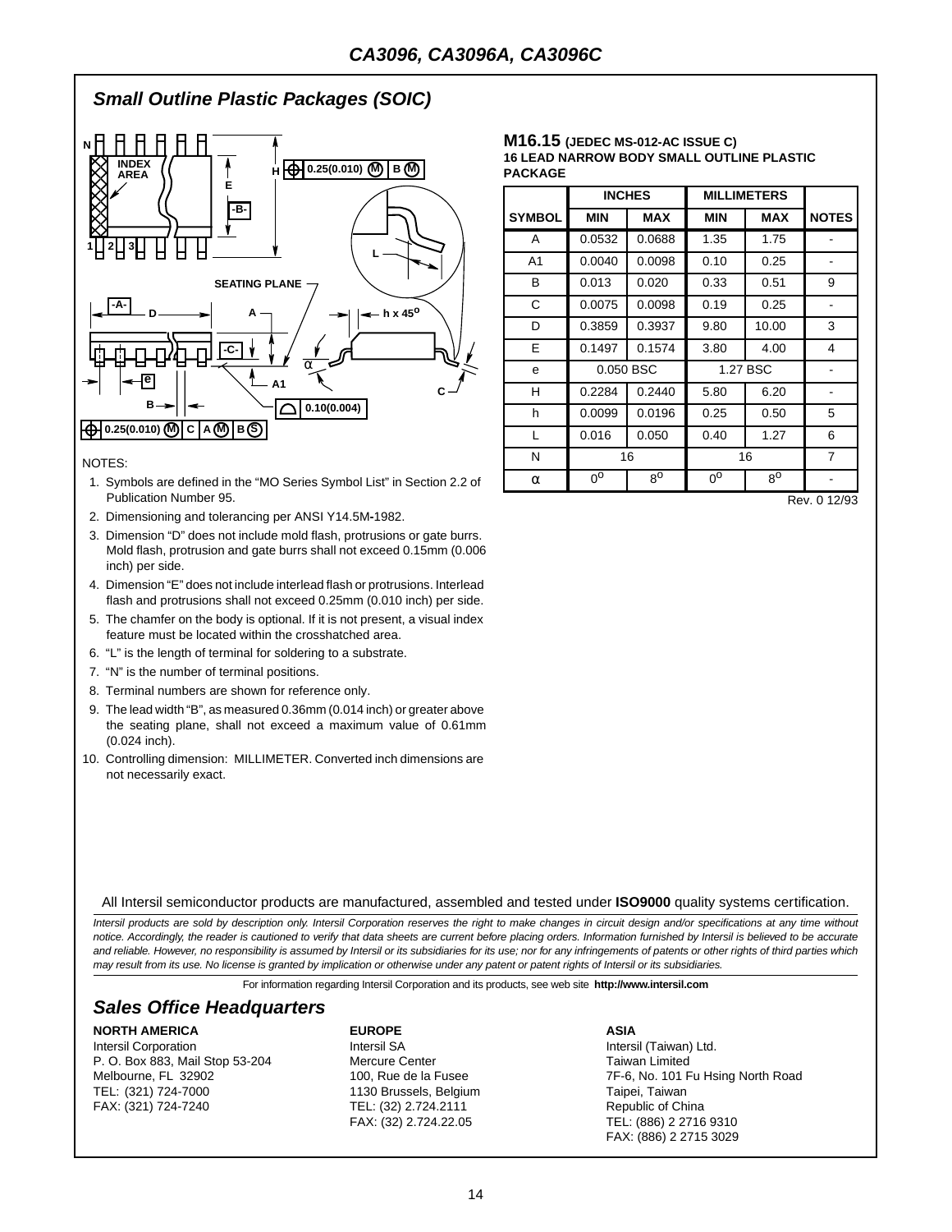## Small Outline Plastic Packages (SOIC)

N
INDEX AREA
E
H
0.25(0.010) M B M
-B-
1 2 3
L
SEATING PLANE
-A-
D
A
h x 45°
-C-
α
e
A1
C
B
0.10(0.004)
0.25(0.010) M C A M B S

**M16.15** (JEDEC MS-012-AC ISSUE C)
**16 LEAD NARROW BODY SMALL OUTLINE PLASTIC PACKAGE**

| SYMBOL | INCHES | | MILLIMETERS | | NOTES |
|---|---|---|---|---|---|
| | MIN | MAX | MIN | MAX | |
| A | 0.0532 | 0.0688 | 1.35 | 1.75 | - |
| A1 | 0.0040 | 0.0098 | 0.10 | 0.25 | - |
| B | 0.013 | 0.020 | 0.33 | 0.51 | 9 |
| C | 0.0075 | 0.0098 | 0.19 | 0.25 | - |
| D | 0.3859 | 0.3937 | 9.80 | 10.00 | 3 |
| E | 0.1497 | 0.1574 | 3.80 | 4.00 | 4 |
| e | 0.050 BSC | | 1.27 BSC | | - |
| H | 0.2284 | 0.2440 | 5.80 | 6.20 | - |
| h | 0.0099 | 0.0196 | 0.25 | 0.50 | 5 |
| L | 0.016 | 0.050 | 0.40 | 1.27 | 6 |
| N | 16 | | 16 | | 7 |
| α | 0° | 8° | 0° | 8° | - |

Rev. 0 12/93

NOTES:

1. Symbols are defined in the "MO Series Symbol List" in Section 2.2 of Publication Number 95.
2. Dimensioning and tolerancing per ANSI Y14.5M-1982.
3. Dimension "D" does not include mold flash, protrusions or gate burrs. Mold flash, protrusion and gate burrs shall not exceed 0.15mm (0.006 inch) per side.
4. Dimension "E" does not include interlead flash or protrusions. Interlead flash and protrusions shall not exceed 0.25mm (0.010 inch) per side.
5. The chamfer on the body is optional. If it is not present, a visual index feature must be located within the crosshatched area.
6. "L" is the length of terminal for soldering to a substrate.
7. "N" is the number of terminal positions.
8. Terminal numbers are shown for reference only.
9. The lead width "B", as measured 0.36mm (0.014 inch) or greater above the seating plane, shall not exceed a maximum value of 0.61mm (0.024 inch).
10. Controlling dimension: MILLIMETER. Converted inch dimensions are not necessarily exact.

All Intersil semiconductor products are manufactured, assembled and tested under **ISO9000** quality systems certification.

*Intersil products are sold by description only. Intersil Corporation reserves the right to make changes in circuit design and/or specifications at any time without notice. Accordingly, the reader is cautioned to verify that data sheets are current before placing orders. Information furnished by Intersil is believed to be accurate and reliable. However, no responsibility is assumed by Intersil or its subsidiaries for its use; nor for any infringements of patents or other rights of third parties which may result from its use. No license is granted by implication or otherwise under any patent or patent rights of Intersil or its subsidiaries.*

For information regarding Intersil Corporation and its products, see web site **http://www.intersil.com**

## Sales Office Headquarters

**NORTH AMERICA**
Intersil Corporation
P. O. Box 883, Mail Stop 53-204
Melbourne, FL 32902
TEL: (321) 724-7000
FAX: (321) 724-7240

**EUROPE**
Intersil SA
Mercure Center
100, Rue de la Fusee
1130 Brussels, Belgium
TEL: (32) 2.724.2111
FAX: (32) 2.724.22.05

**ASIA**
Intersil (Taiwan) Ltd.
Taiwan Limited
7F-6, No. 101 Fu Hsing North Road
Taipei, Taiwan
Republic of China
TEL: (886) 2 2716 9310
FAX: (886) 2 2715 3029